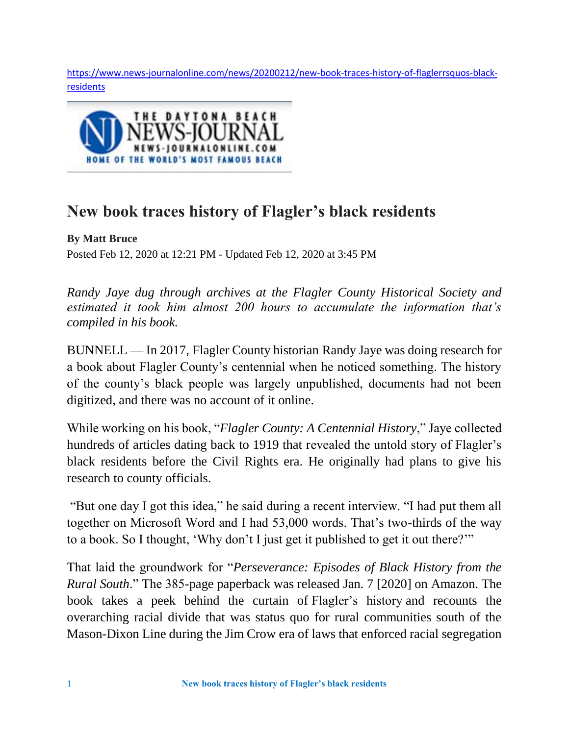https://www.news-journalonline.com/news/20200212/new-book-traces-history-of-flaglerrsquos-black-residents

THE DAYTONA BEACH NEWS-JOURNAL
NEWS-JOURNALONLINE.COM
HOME OF THE WORLD'S MOST FAMOUS BEACH

# New book traces history of Flagler's black residents

**By Matt Bruce**

Posted Feb 12, 2020 at 12:21 PM - Updated Feb 12, 2020 at 3:45 PM

*Randy Jaye dug through archives at the Flagler County Historical Society and estimated it took him almost 200 hours to accumulate the information that's compiled in his book.*

BUNNELL — In 2017, Flagler County historian Randy Jaye was doing research for a book about Flagler County's centennial when he noticed something. The history of the county's black people was largely unpublished, documents had not been digitized, and there was no account of it online.

While working on his book, "*Flagler County: A Centennial History*," Jaye collected hundreds of articles dating back to 1919 that revealed the untold story of Flagler's black residents before the Civil Rights era. He originally had plans to give his research to county officials.

"But one day I got this idea," he said during a recent interview. "I had put them all together on Microsoft Word and I had 53,000 words. That's two-thirds of the way to a book. So I thought, 'Why don't I just get it published to get it out there?'"

That laid the groundwork for "*Perseverance: Episodes of Black History from the Rural South*." The 385-page paperback was released Jan. 7 [2020] on Amazon. The book takes a peek behind the curtain of Flagler's history and recounts the overarching racial divide that was status quo for rural communities south of the Mason-Dixon Line during the Jim Crow era of laws that enforced racial segregation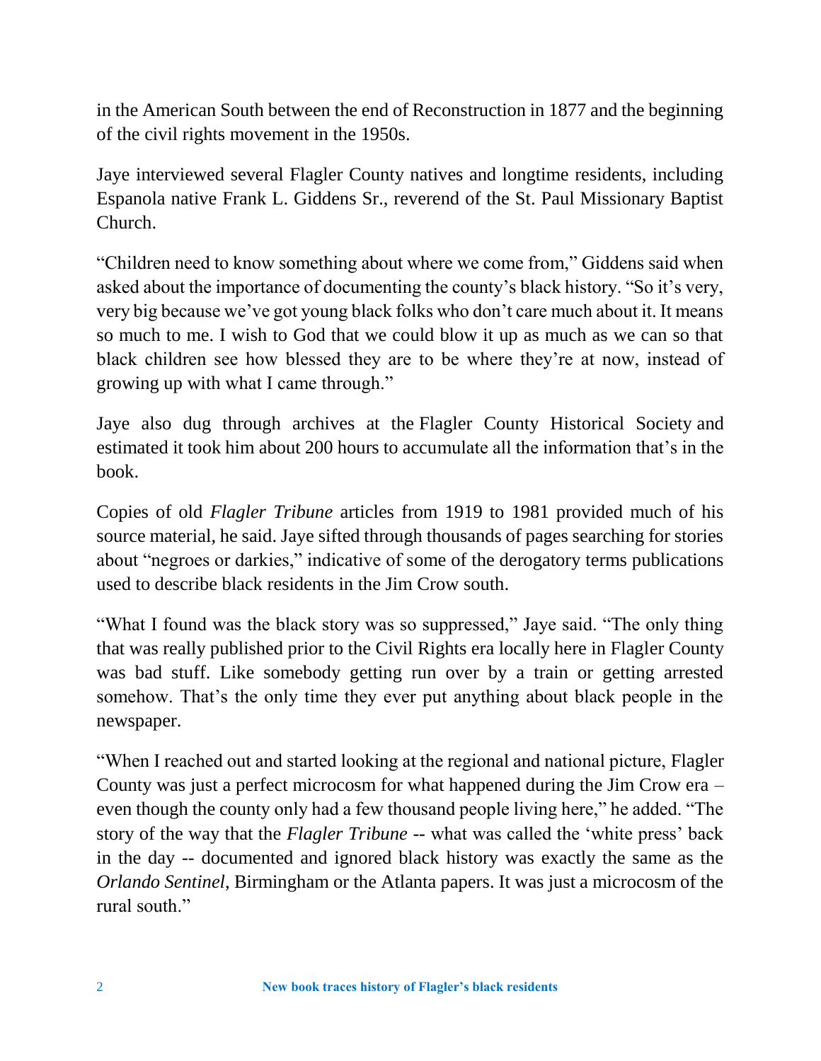in the American South between the end of Reconstruction in 1877 and the beginning of the civil rights movement in the 1950s.

Jaye interviewed several Flagler County natives and longtime residents, including Espanola native Frank L. Giddens Sr., reverend of the St. Paul Missionary Baptist Church.

"Children need to know something about where we come from," Giddens said when asked about the importance of documenting the county's black history. "So it's very, very big because we've got young black folks who don't care much about it. It means so much to me. I wish to God that we could blow it up as much as we can so that black children see how blessed they are to be where they're at now, instead of growing up with what I came through."

Jaye also dug through archives at the Flagler County Historical Society and estimated it took him about 200 hours to accumulate all the information that's in the book.

Copies of old *Flagler Tribune* articles from 1919 to 1981 provided much of his source material, he said. Jaye sifted through thousands of pages searching for stories about "negroes or darkies," indicative of some of the derogatory terms publications used to describe black residents in the Jim Crow south.

"What I found was the black story was so suppressed," Jaye said. "The only thing that was really published prior to the Civil Rights era locally here in Flagler County was bad stuff. Like somebody getting run over by a train or getting arrested somehow. That's the only time they ever put anything about black people in the newspaper.

"When I reached out and started looking at the regional and national picture, Flagler County was just a perfect microcosm for what happened during the Jim Crow era – even though the county only had a few thousand people living here," he added. "The story of the way that the *Flagler Tribune* -- what was called the 'white press' back in the day -- documented and ignored black history was exactly the same as the *Orlando Sentinel*, Birmingham or the Atlanta papers. It was just a microcosm of the rural south."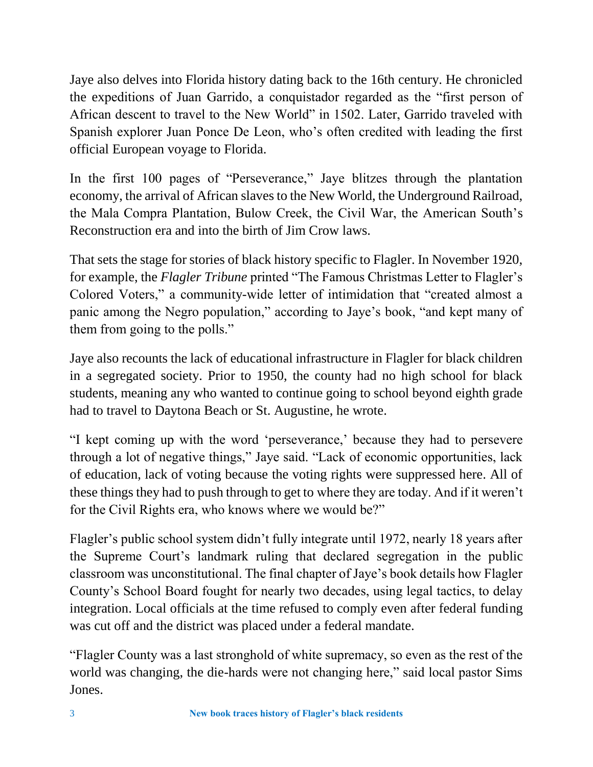Jaye also delves into Florida history dating back to the 16th century. He chronicled the expeditions of Juan Garrido, a conquistador regarded as the "first person of African descent to travel to the New World" in 1502. Later, Garrido traveled with Spanish explorer Juan Ponce De Leon, who's often credited with leading the first official European voyage to Florida.

In the first 100 pages of "Perseverance," Jaye blitzes through the plantation economy, the arrival of African slaves to the New World, the Underground Railroad, the Mala Compra Plantation, Bulow Creek, the Civil War, the American South's Reconstruction era and into the birth of Jim Crow laws.

That sets the stage for stories of black history specific to Flagler. In November 1920, for example, the *Flagler Tribune* printed "The Famous Christmas Letter to Flagler's Colored Voters," a community-wide letter of intimidation that "created almost a panic among the Negro population," according to Jaye's book, "and kept many of them from going to the polls."

Jaye also recounts the lack of educational infrastructure in Flagler for black children in a segregated society. Prior to 1950, the county had no high school for black students, meaning any who wanted to continue going to school beyond eighth grade had to travel to Daytona Beach or St. Augustine, he wrote.

"I kept coming up with the word 'perseverance,' because they had to persevere through a lot of negative things," Jaye said. "Lack of economic opportunities, lack of education, lack of voting because the voting rights were suppressed here. All of these things they had to push through to get to where they are today. And if it weren't for the Civil Rights era, who knows where we would be?"

Flagler's public school system didn't fully integrate until 1972, nearly 18 years after the Supreme Court's landmark ruling that declared segregation in the public classroom was unconstitutional. The final chapter of Jaye's book details how Flagler County's School Board fought for nearly two decades, using legal tactics, to delay integration. Local officials at the time refused to comply even after federal funding was cut off and the district was placed under a federal mandate.

"Flagler County was a last stronghold of white supremacy, so even as the rest of the world was changing, the die-hards were not changing here," said local pastor Sims Jones.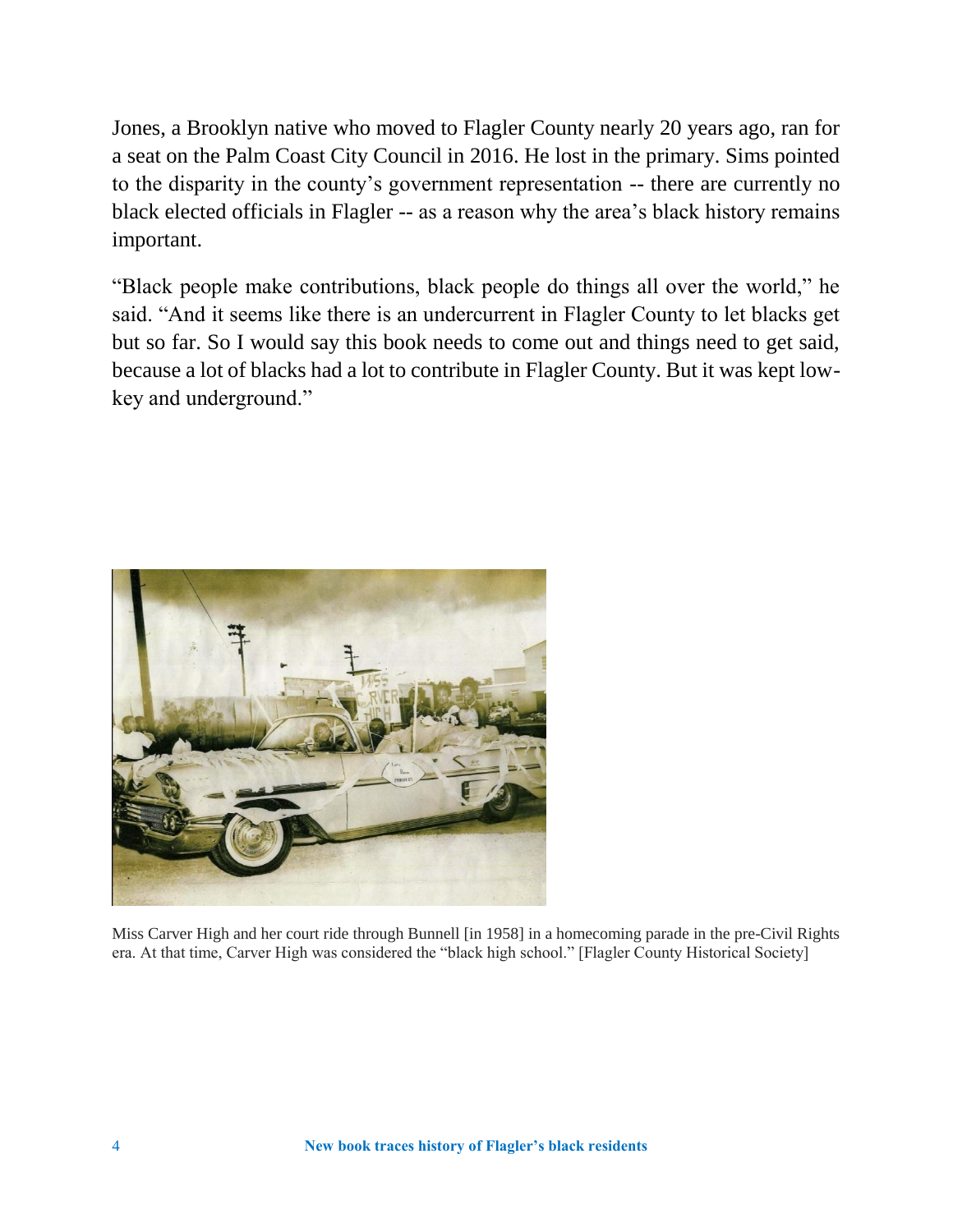Jones, a Brooklyn native who moved to Flagler County nearly 20 years ago, ran for a seat on the Palm Coast City Council in 2016. He lost in the primary. Sims pointed to the disparity in the county's government representation -- there are currently no black elected officials in Flagler -- as a reason why the area's black history remains important.

"Black people make contributions, black people do things all over the world," he said. "And it seems like there is an undercurrent in Flagler County to let blacks get but so far. So I would say this book needs to come out and things need to get said, because a lot of blacks had a lot to contribute in Flagler County. But it was kept low-key and underground."

Miss Carver High and her court ride through Bunnell [in 1958] in a homecoming parade in the pre-Civil Rights era. At that time, Carver High was considered the "black high school." [Flagler County Historical Society]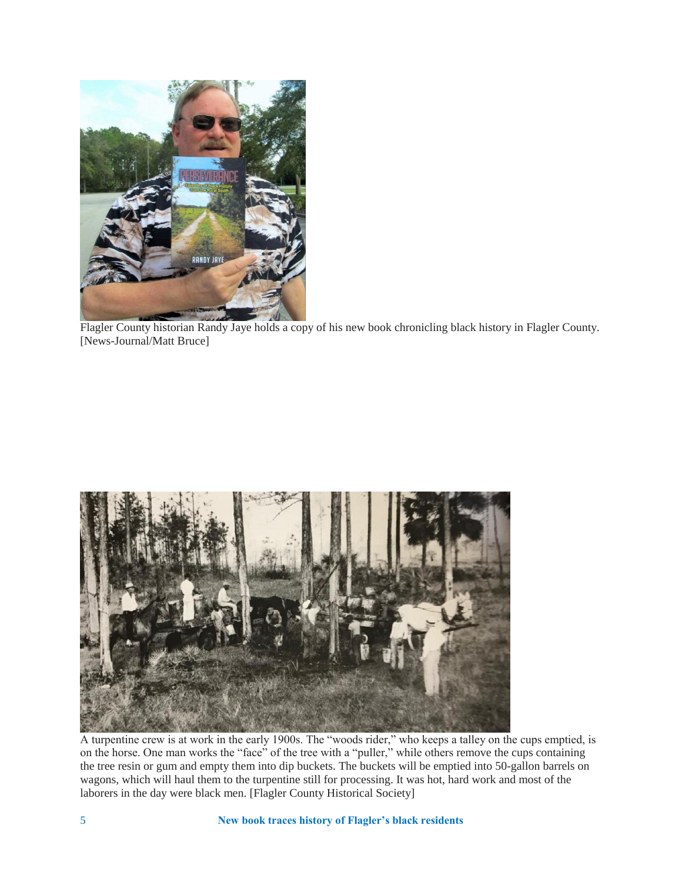Flagler County historian Randy Jaye holds a copy of his new book chronicling black history in Flagler County. [News-Journal/Matt Bruce]

A turpentine crew is at work in the early 1900s. The "woods rider," who keeps a talley on the cups emptied, is on the horse. One man works the "face" of the tree with a "puller," while others remove the cups containing the tree resin or gum and empty them into dip buckets. The buckets will be emptied into 50-gallon barrels on wagons, which will haul them to the turpentine still for processing. It was hot, hard work and most of the laborers in the day were black men. [Flagler County Historical Society]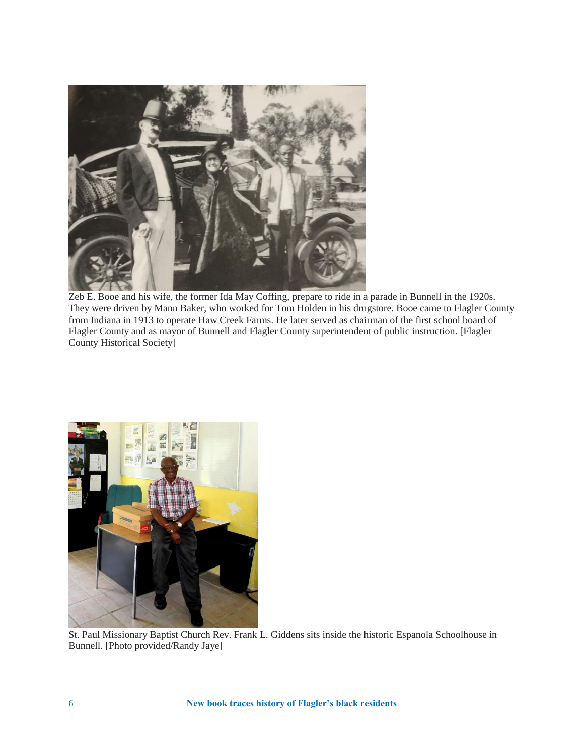Zeb E. Booe and his wife, the former Ida May Coffing, prepare to ride in a parade in Bunnell in the 1920s. They were driven by Mann Baker, who worked for Tom Holden in his drugstore. Booe came to Flagler County from Indiana in 1913 to operate Haw Creek Farms. He later served as chairman of the first school board of Flagler County and as mayor of Bunnell and Flagler County superintendent of public instruction. [Flagler County Historical Society]

St. Paul Missionary Baptist Church Rev. Frank L. Giddens sits inside the historic Espanola Schoolhouse in Bunnell. [Photo provided/Randy Jaye]